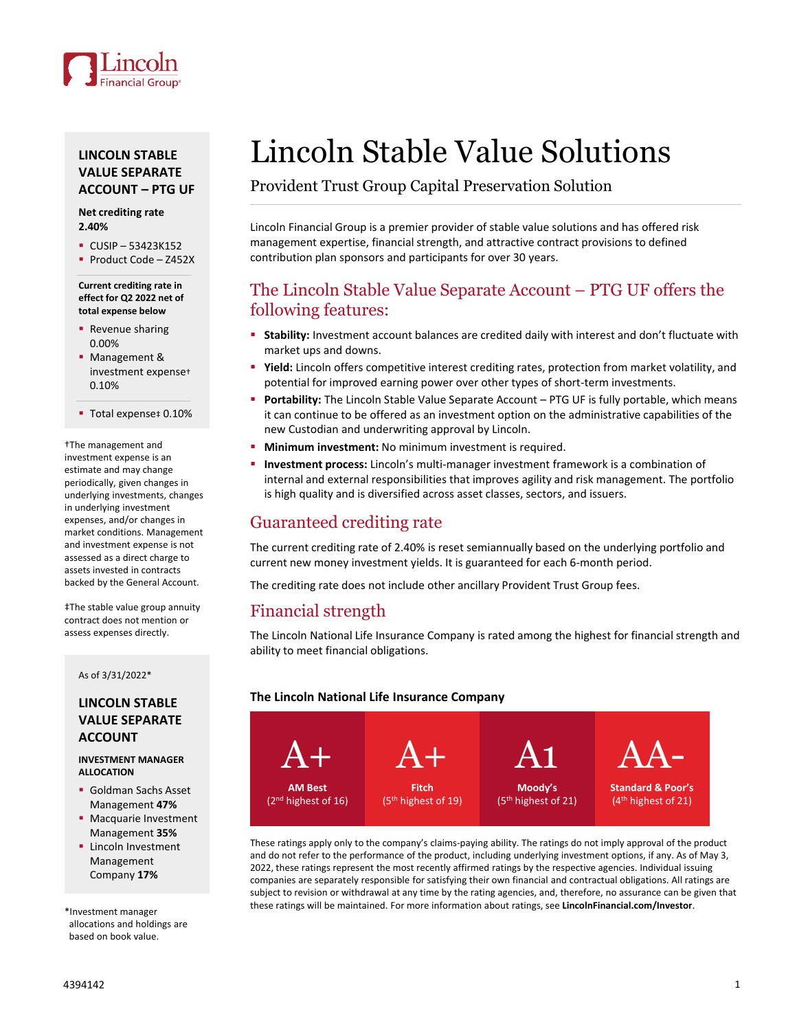# Lincoln Stable Value Solutions

Provident Trust Group Capital Preservation Solution

Lincoln Financial Group is a premier provider of stable value solutions and has offered risk management expertise, financial strength, and attractive contract provisions to defined contribution plan sponsors and participants for over 30 years.

## The Lincoln Stable Value Separate Account – PTG UF offers the following features:

- **Stability:** Investment account balances are credited daily with interest and don't fluctuate with market ups and downs.
- **Yield:** Lincoln offers competitive interest crediting rates, protection from market volatility, and potential for improved earning power over other types of short-term investments.
- **Portability:** The Lincoln Stable Value Separate Account – PTG UF is fully portable, which means it can continue to be offered as an investment option on the administrative capabilities of the new Custodian and underwriting approval by Lincoln.
- **Minimum investment:** No minimum investment is required.
- **Investment process:** Lincoln's multi-manager investment framework is a combination of internal and external responsibilities that improves agility and risk management. The portfolio is high quality and is diversified across asset classes, sectors, and issuers.

## Guaranteed crediting rate

The current crediting rate of 2.40% is reset semiannually based on the underlying portfolio and current new money investment yields. It is guaranteed for each 6-month period.

The crediting rate does not include other ancillary Provident Trust Group fees.

## Financial strength

The Lincoln National Life Insurance Company is rated among the highest for financial strength and ability to meet financial obligations.

**The Lincoln National Life Insurance Company**

| A+ | A+ | A1 | AA- |
|---|---|---|---|
| **AM Best** (2nd highest of 16) | **Fitch** (5th highest of 19) | **Moody's** (5th highest of 21) | **Standard & Poor's** (4th highest of 21) |

These ratings apply only to the company's claims-paying ability. The ratings do not imply approval of the product and do not refer to the performance of the product, including underlying investment options, if any. As of May 3, 2022, these ratings represent the most recently affirmed ratings by the respective agencies. Individual issuing companies are separately responsible for satisfying their own financial and contractual obligations. All ratings are subject to revision or withdrawal at any time by the rating agencies, and, therefore, no assurance can be given that these ratings will be maintained. For more information about ratings, see **LincolnFinancial.com/Investor**.

### LINCOLN STABLE VALUE SEPARATE ACCOUNT – PTG UF

**Net crediting rate 2.40%**

- CUSIP – 53423K152
- Product Code – Z452X

**Current crediting rate in effect for Q2 2022 net of total expense below**

- Revenue sharing 0.00%
- Management & investment expense† 0.10%

- Total expense‡ 0.10%

†The management and investment expense is an estimate and may change periodically, given changes in underlying investments, changes in underlying investment expenses, and/or changes in market conditions. Management and investment expense is not assessed as a direct charge to assets invested in contracts backed by the General Account.

‡The stable value group annuity contract does not mention or assess expenses directly.

As of 3/31/2022*

### LINCOLN STABLE VALUE SEPARATE ACCOUNT

**INVESTMENT MANAGER ALLOCATION**

- Goldman Sachs Asset Management **47%**
- Macquarie Investment Management **35%**
- Lincoln Investment Management Company **17%**

*Investment manager allocations and holdings are based on book value.

4394142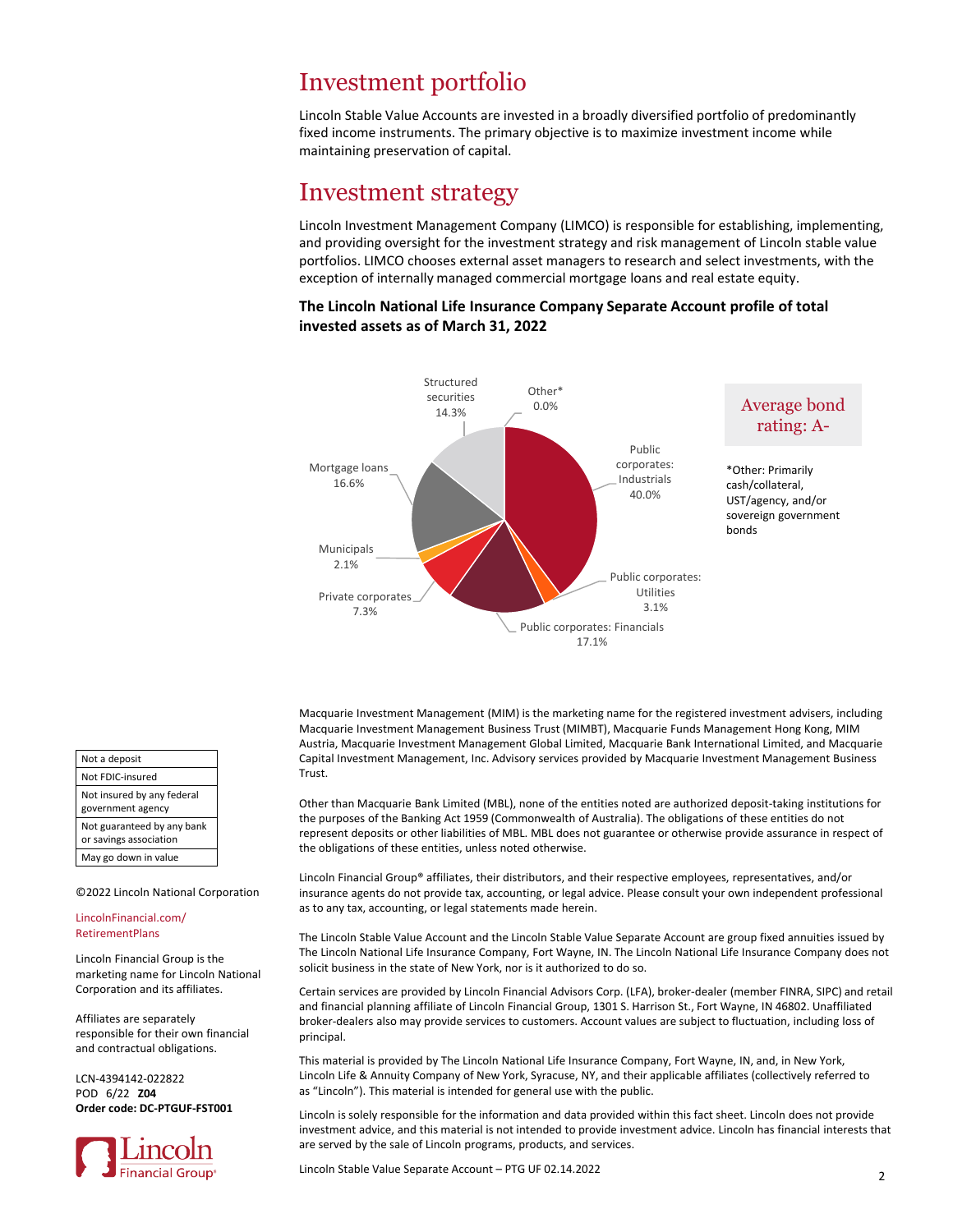# Investment portfolio

Lincoln Stable Value Accounts are invested in a broadly diversified portfolio of predominantly fixed income instruments. The primary objective is to maximize investment income while maintaining preservation of capital.

# Investment strategy

Lincoln Investment Management Company (LIMCO) is responsible for establishing, implementing, and providing oversight for the investment strategy and risk management of Lincoln stable value portfolios. LIMCO chooses external asset managers to research and select investments, with the exception of internally managed commercial mortgage loans and real estate equity.

**The Lincoln National Life Insurance Company Separate Account profile of total invested assets as of March 31, 2022**

Public corporates: Industrials 40.0%

Public corporates: Utilities 3.1%

Public corporates: Financials 17.1%

Private corporates 7.3%

Municipals 2.1%

Mortgage loans 16.6%

Structured securities 14.3%

Other* 0.0%

Average bond rating: A-

*Other: Primarily cash/collateral, UST/agency, and/or sovereign government bonds

Macquarie Investment Management (MIM) is the marketing name for the registered investment advisers, including Macquarie Investment Management Business Trust (MIMBT), Macquarie Funds Management Hong Kong, MIM Austria, Macquarie Investment Management Global Limited, Macquarie Bank International Limited, and Macquarie Capital Investment Management, Inc. Advisory services provided by Macquarie Investment Management Business Trust.

Other than Macquarie Bank Limited (MBL), none of the entities noted are authorized deposit-taking institutions for the purposes of the Banking Act 1959 (Commonwealth of Australia). The obligations of these entities do not represent deposits or other liabilities of MBL. MBL does not guarantee or otherwise provide assurance in respect of the obligations of these entities, unless noted otherwise.

Lincoln Financial Group® affiliates, their distributors, and their respective employees, representatives, and/or insurance agents do not provide tax, accounting, or legal advice. Please consult your own independent professional as to any tax, accounting, or legal statements made herein.

The Lincoln Stable Value Account and the Lincoln Stable Value Separate Account are group fixed annuities issued by The Lincoln National Life Insurance Company, Fort Wayne, IN. The Lincoln National Life Insurance Company does not solicit business in the state of New York, nor is it authorized to do so.

Certain services are provided by Lincoln Financial Advisors Corp. (LFA), broker-dealer (member FINRA, SIPC) and retail and financial planning affiliate of Lincoln Financial Group, 1301 S. Harrison St., Fort Wayne, IN 46802. Unaffiliated broker-dealers also may provide services to customers. Account values are subject to fluctuation, including loss of principal.

This material is provided by The Lincoln National Life Insurance Company, Fort Wayne, IN, and, in New York, Lincoln Life & Annuity Company of New York, Syracuse, NY, and their applicable affiliates (collectively referred to as "Lincoln"). This material is intended for general use with the public.

Lincoln is solely responsible for the information and data provided within this fact sheet. Lincoln does not provide investment advice, and this material is not intended to provide investment advice. Lincoln has financial interests that are served by the sale of Lincoln programs, products, and services.

Lincoln Stable Value Separate Account – PTG UF 02.14.2022

| |
|---|
| Not a deposit |
| Not FDIC-insured |
| Not insured by any federal government agency |
| Not guaranteed by any bank or savings association |
| May go down in value |

©2022 Lincoln National Corporation

LincolnFinancial.com/RetirementPlans

Lincoln Financial Group is the marketing name for Lincoln National Corporation and its affiliates.

Affiliates are separately responsible for their own financial and contractual obligations.

LCN-4394142-022822
POD 6/22 **Z04**
**Order code: DC-PTGUF-FST001**